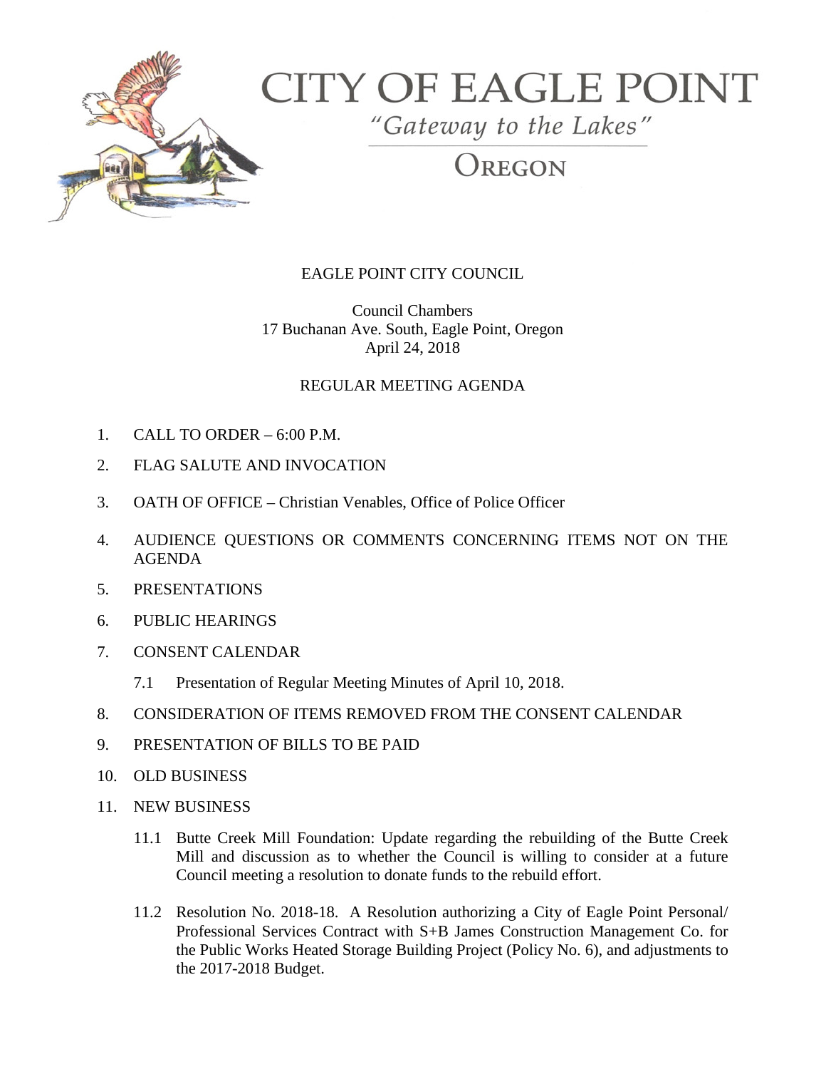# CITY OF EAGLE POINT

*"Gateway to the Lakes"*

OREGON

EAGLE POINT CITY COUNCIL

Council Chambers
17 Buchanan Ave. South, Eagle Point, Oregon
April 24, 2018

REGULAR MEETING AGENDA

1. CALL TO ORDER – 6:00 P.M.
2. FLAG SALUTE AND INVOCATION
3. OATH OF OFFICE – Christian Venables, Office of Police Officer
4. AUDIENCE QUESTIONS OR COMMENTS CONCERNING ITEMS NOT ON THE AGENDA
5. PRESENTATIONS
6. PUBLIC HEARINGS
7. CONSENT CALENDAR
   - 7.1 Presentation of Regular Meeting Minutes of April 10, 2018.
8. CONSIDERATION OF ITEMS REMOVED FROM THE CONSENT CALENDAR
9. PRESENTATION OF BILLS TO BE PAID
10. OLD BUSINESS
11. NEW BUSINESS
    - 11.1 Butte Creek Mill Foundation: Update regarding the rebuilding of the Butte Creek Mill and discussion as to whether the Council is willing to consider at a future Council meeting a resolution to donate funds to the rebuild effort.
    - 11.2 Resolution No. 2018-18. A Resolution authorizing a City of Eagle Point Personal/ Professional Services Contract with S+B James Construction Management Co. for the Public Works Heated Storage Building Project (Policy No. 6), and adjustments to the 2017-2018 Budget.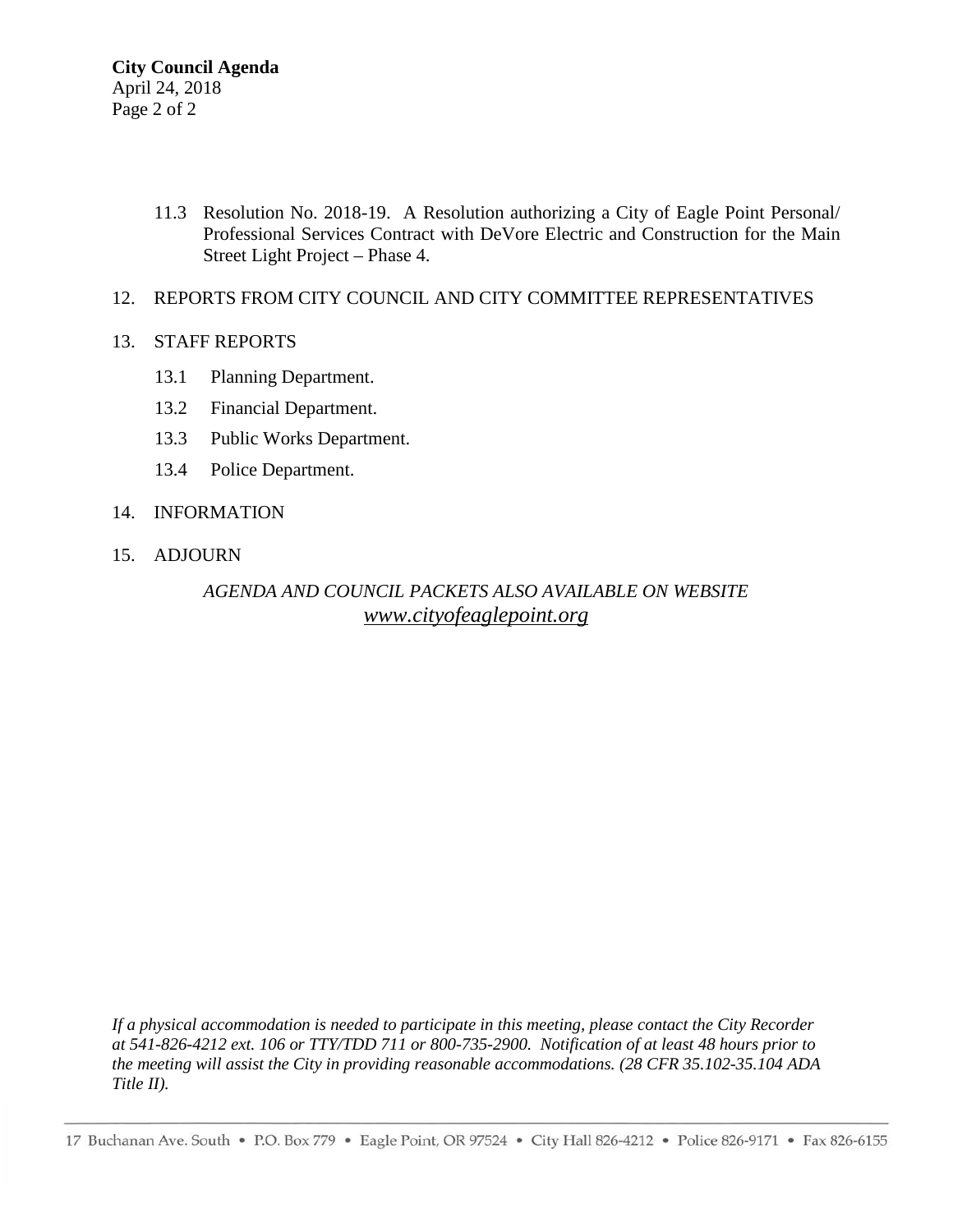11.3 Resolution No. 2018-19. A Resolution authorizing a City of Eagle Point Personal/ Professional Services Contract with DeVore Electric and Construction for the Main Street Light Project – Phase 4.

12. REPORTS FROM CITY COUNCIL AND CITY COMMITTEE REPRESENTATIVES

13. STAFF REPORTS

    13.1 Planning Department.

    13.2 Financial Department.

    13.3 Public Works Department.

    13.4 Police Department.

14. INFORMATION

15. ADJOURN

*AGENDA AND COUNCIL PACKETS ALSO AVAILABLE ON WEBSITE*
*www.cityofeaglepoint.org*

*If a physical accommodation is needed to participate in this meeting, please contact the City Recorder at 541-826-4212 ext. 106 or TTY/TDD 711 or 800-735-2900. Notification of at least 48 hours prior to the meeting will assist the City in providing reasonable accommodations. (28 CFR 35.102-35.104 ADA Title II).*

17 Buchanan Ave. South • P.O. Box 779 • Eagle Point, OR 97524 • City Hall 826-4212 • Police 826-9171 • Fax 826-6155